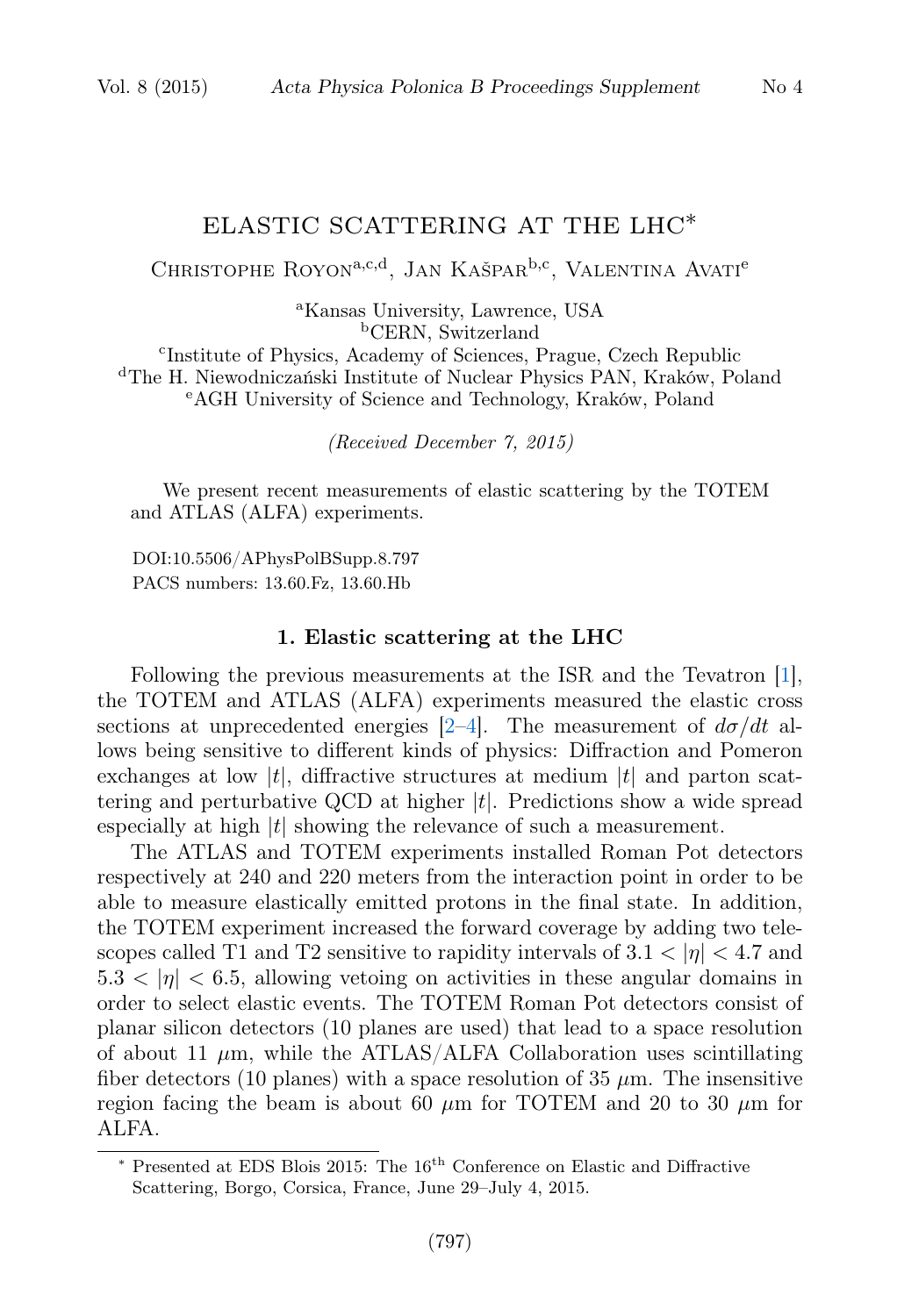# ELASTIC SCATTERING AT THE LHC*

Christophe Royon[a,c,d], Jan Kašpar[b,c], Valentina Avati[e]

[a]Kansas University, Lawrence, USA
[b]CERN, Switzerland
[c]Institute of Physics, Academy of Sciences, Prague, Czech Republic
[d]The H. Niewodniczański Institute of Nuclear Physics PAN, Kraków, Poland
[e]AGH University of Science and Technology, Kraków, Poland

*(Received December 7, 2015)*

We present recent measurements of elastic scattering by the TOTEM and ATLAS (ALFA) experiments.

DOI:10.5506/APhysPolBSupp.8.797
PACS numbers: 13.60.Fz, 13.60.Hb

## 1. Elastic scattering at the LHC

Following the previous measurements at the ISR and the Tevatron [1], the TOTEM and ATLAS (ALFA) experiments measured the elastic cross sections at unprecedented energies [2–4]. The measurement of $d\sigma/dt$ allows being sensitive to different kinds of physics: Diffraction and Pomeron exchanges at low $|t|$, diffractive structures at medium $|t|$ and parton scattering and perturbative QCD at higher $|t|$. Predictions show a wide spread especially at high $|t|$ showing the relevance of such a measurement.

The ATLAS and TOTEM experiments installed Roman Pot detectors respectively at 240 and 220 meters from the interaction point in order to be able to measure elastically emitted protons in the final state. In addition, the TOTEM experiment increased the forward coverage by adding two telescopes called T1 and T2 sensitive to rapidity intervals of $3.1 < |\eta| < 4.7$ and $5.3 < |\eta| < 6.5$, allowing vetoing on activities in these angular domains in order to select elastic events. The TOTEM Roman Pot detectors consist of planar silicon detectors (10 planes are used) that lead to a space resolution of about 11 $\mu$m, while the ATLAS/ALFA Collaboration uses scintillating fiber detectors (10 planes) with a space resolution of 35 $\mu$m. The insensitive region facing the beam is about 60 $\mu$m for TOTEM and 20 to 30 $\mu$m for ALFA.

---

* Presented at EDS Blois 2015: The 16th Conference on Elastic and Diffractive Scattering, Borgo, Corsica, France, June 29–July 4, 2015.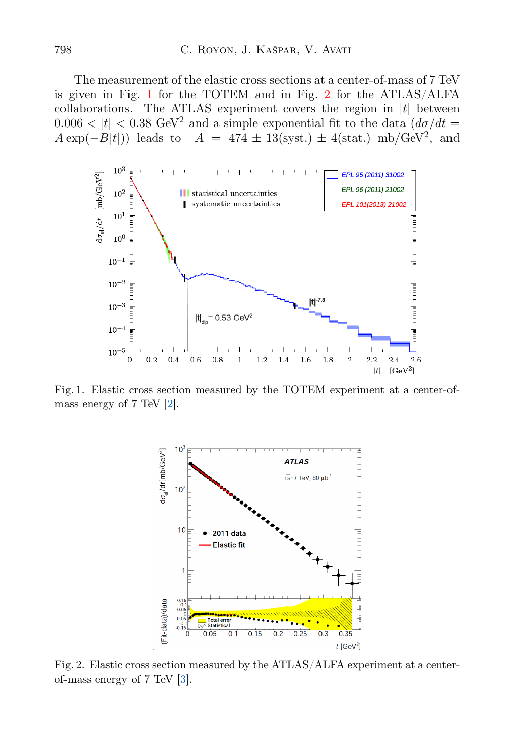The measurement of the elastic cross sections at a center-of-mass of 7 TeV is given in Fig. 1 for the TOTEM and in Fig. 2 for the ATLAS/ALFA collaborations. The ATLAS experiment covers the region in $|t|$ between $0.006 < |t| < 0.38$ GeV$^2$ and a simple exponential fit to the data ($d\sigma/dt = A\exp(-B|t|)$) leads to $A = 474 \pm 13(\mathrm{syst.}) \pm 4(\mathrm{stat.})$ mb/GeV$^2$, and

Fig. 1. Elastic cross section measured by the TOTEM experiment at a center-of-mass energy of 7 TeV [2].

Fig. 2. Elastic cross section measured by the ATLAS/ALFA experiment at a center-of-mass energy of 7 TeV [3].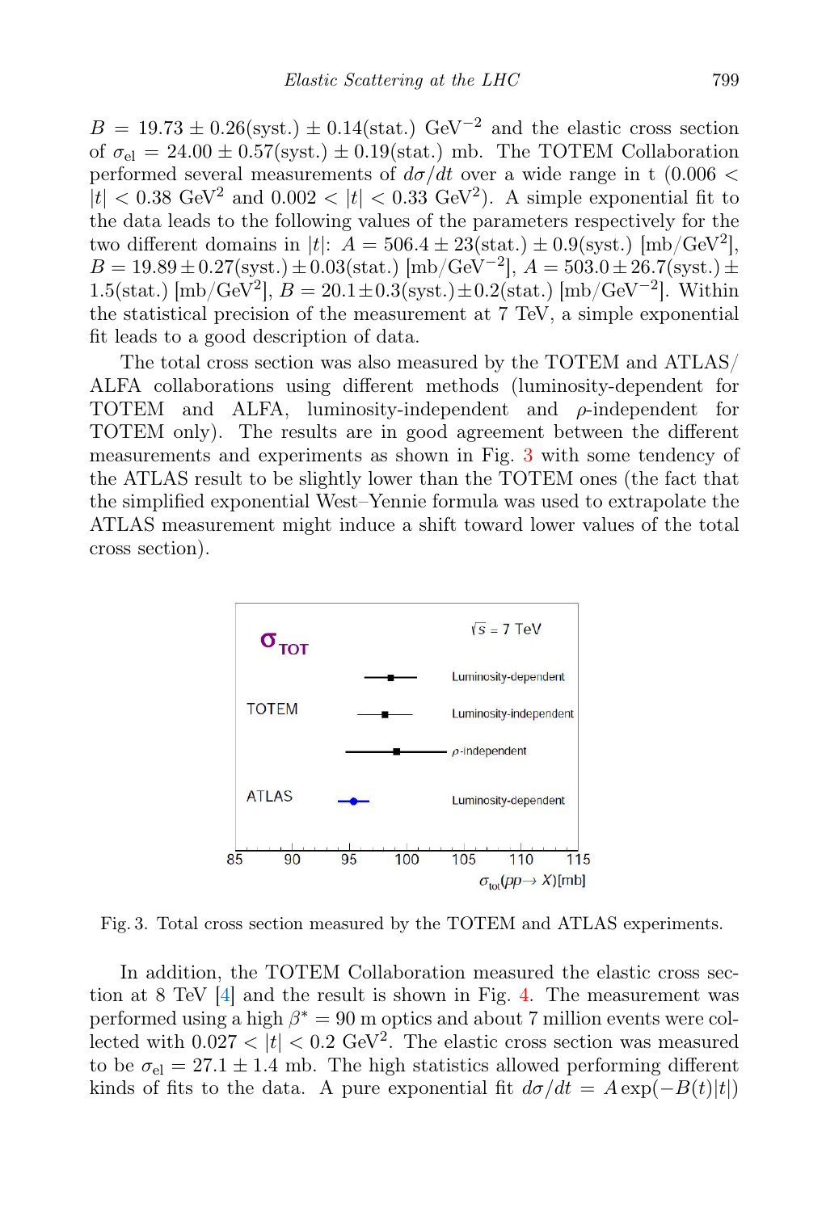$B = 19.73 \pm 0.26(\text{syst.}) \pm 0.14(\text{stat.})$ GeV$^{-2}$ and the elastic cross section of $\sigma_{\text{el}} = 24.00 \pm 0.57(\text{syst.}) \pm 0.19(\text{stat.})$ mb. The TOTEM Collaboration performed several measurements of $d\sigma/dt$ over a wide range in t ($0.006 < |t| < 0.38$ GeV$^2$ and $0.002 < |t| < 0.33$ GeV$^2$). A simple exponential fit to the data leads to the following values of the parameters respectively for the two different domains in $|t|$: $A = 506.4 \pm 23(\text{stat.}) \pm 0.9(\text{syst.})$ [mb/GeV$^2$], $B = 19.89 \pm 0.27(\text{syst.}) \pm 0.03(\text{stat.})$ [mb/GeV$^{-2}$], $A = 503.0 \pm 26.7(\text{syst.}) \pm 1.5(\text{stat.})$ [mb/GeV$^2$], $B = 20.1 \pm 0.3(\text{syst.}) \pm 0.2(\text{stat.})$ [mb/GeV$^{-2}$]. Within the statistical precision of the measurement at 7 TeV, a simple exponential fit leads to a good description of data.

The total cross section was also measured by the TOTEM and ATLAS/ALFA collaborations using different methods (luminosity-dependent for TOTEM and ALFA, luminosity-independent and $\rho$-independent for TOTEM only). The results are in good agreement between the different measurements and experiments as shown in Fig. 3 with some tendency of the ATLAS result to be slightly lower than the TOTEM ones (the fact that the simplified exponential West–Yennie formula was used to extrapolate the ATLAS measurement might induce a shift toward lower values of the total cross section).

Fig. 3. Total cross section measured by the TOTEM and ATLAS experiments.

In addition, the TOTEM Collaboration measured the elastic cross section at 8 TeV [4] and the result is shown in Fig. 4. The measurement was performed using a high $\beta^* = 90$ m optics and about 7 million events were collected with $0.027 < |t| < 0.2$ GeV$^2$. The elastic cross section was measured to be $\sigma_{\text{el}} = 27.1 \pm 1.4$ mb. The high statistics allowed performing different kinds of fits to the data. A pure exponential fit $d\sigma/dt = A\exp(-B(t)|t|)$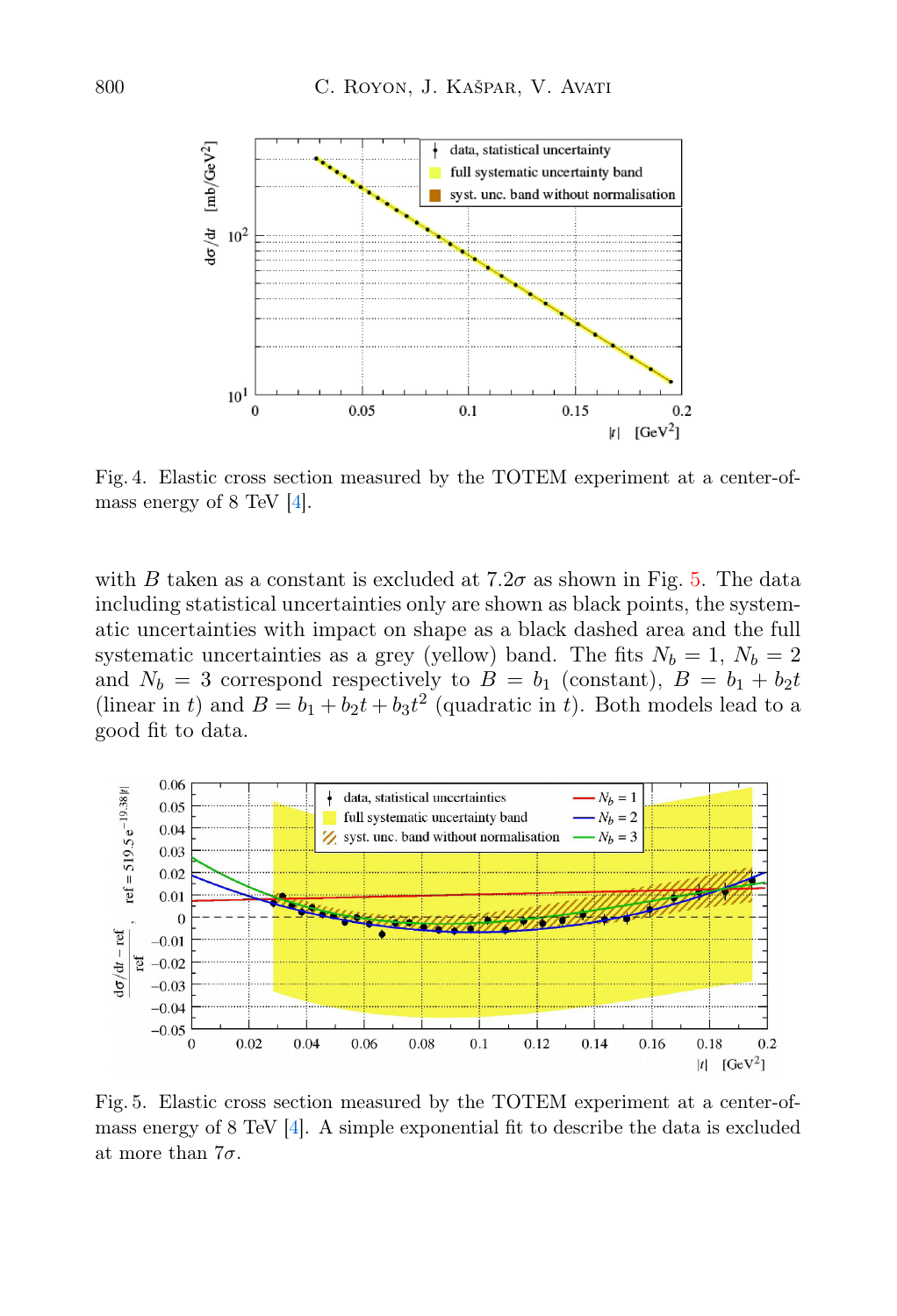Fig. 4. Elastic cross section measured by the TOTEM experiment at a center-of-mass energy of 8 TeV [4].

with $B$ taken as a constant is excluded at $7.2\sigma$ as shown in Fig. 5. The data including statistical uncertainties only are shown as black points, the systematic uncertainties with impact on shape as a black dashed area and the full systematic uncertainties as a grey (yellow) band. The fits $N_b = 1$, $N_b = 2$ and $N_b = 3$ correspond respectively to $B = b_1$ (constant), $B = b_1 + b_2 t$ (linear in $t$) and $B = b_1 + b_2 t + b_3 t^2$ (quadratic in $t$). Both models lead to a good fit to data.

Fig. 5. Elastic cross section measured by the TOTEM experiment at a center-of-mass energy of 8 TeV [4]. A simple exponential fit to describe the data is excluded at more than $7\sigma$.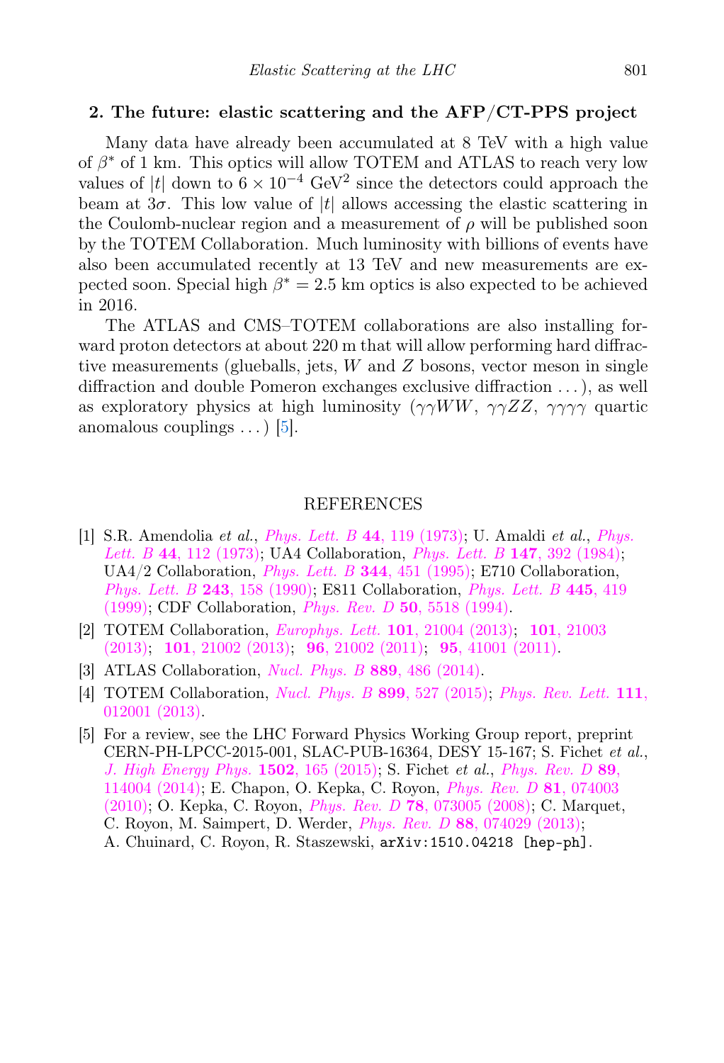## 2. The future: elastic scattering and the AFP/CT-PPS project

Many data have already been accumulated at 8 TeV with a high value of $\beta^*$ of 1 km. This optics will allow TOTEM and ATLAS to reach very low values of $|t|$ down to $6 \times 10^{-4}$ GeV$^2$ since the detectors could approach the beam at $3\sigma$. This low value of $|t|$ allows accessing the elastic scattering in the Coulomb-nuclear region and a measurement of $\rho$ will be published soon by the TOTEM Collaboration. Much luminosity with billions of events have also been accumulated recently at 13 TeV and new measurements are expected soon. Special high $\beta^* = 2.5$ km optics is also expected to be achieved in 2016.

The ATLAS and CMS–TOTEM collaborations are also installing forward proton detectors at about 220 m that will allow performing hard diffractive measurements (glueballs, jets, $W$ and $Z$ bosons, vector meson in single diffraction and double Pomeron exchanges exclusive diffraction ...), as well as exploratory physics at high luminosity ($\gamma\gamma WW$, $\gamma\gamma ZZ$, $\gamma\gamma\gamma\gamma$ quartic anomalous couplings ...) [5].

## REFERENCES

[1] S.R. Amendolia *et al.*, *Phys. Lett. B* **44**, 119 (1973); U. Amaldi *et al.*, *Phys. Lett. B* **44**, 112 (1973); UA4 Collaboration, *Phys. Lett. B* **147**, 392 (1984); UA4/2 Collaboration, *Phys. Lett. B* **344**, 451 (1995); E710 Collaboration, *Phys. Lett. B* **243**, 158 (1990); E811 Collaboration, *Phys. Lett. B* **445**, 419 (1999); CDF Collaboration, *Phys. Rev. D* **50**, 5518 (1994).

[2] TOTEM Collaboration, *Europhys. Lett.* **101**, 21004 (2013); **101**, 21003 (2013); **101**, 21002 (2013); **96**, 21002 (2011); **95**, 41001 (2011).

[3] ATLAS Collaboration, *Nucl. Phys. B* **889**, 486 (2014).

[4] TOTEM Collaboration, *Nucl. Phys. B* **899**, 527 (2015); *Phys. Rev. Lett.* **111**, 012001 (2013).

[5] For a review, see the LHC Forward Physics Working Group report, preprint CERN-PH-LPCC-2015-001, SLAC-PUB-16364, DESY 15-167; S. Fichet *et al.*, *J. High Energy Phys.* **1502**, 165 (2015); S. Fichet *et al.*, *Phys. Rev. D* **89**, 114004 (2014); E. Chapon, O. Kepka, C. Royon, *Phys. Rev. D* **81**, 074003 (2010); O. Kepka, C. Royon, *Phys. Rev. D* **78**, 073005 (2008); C. Marquet, C. Royon, M. Saimpert, D. Werder, *Phys. Rev. D* **88**, 074029 (2013); A. Chuinard, C. Royon, R. Staszewski, `arXiv:1510.04218 [hep-ph]`.